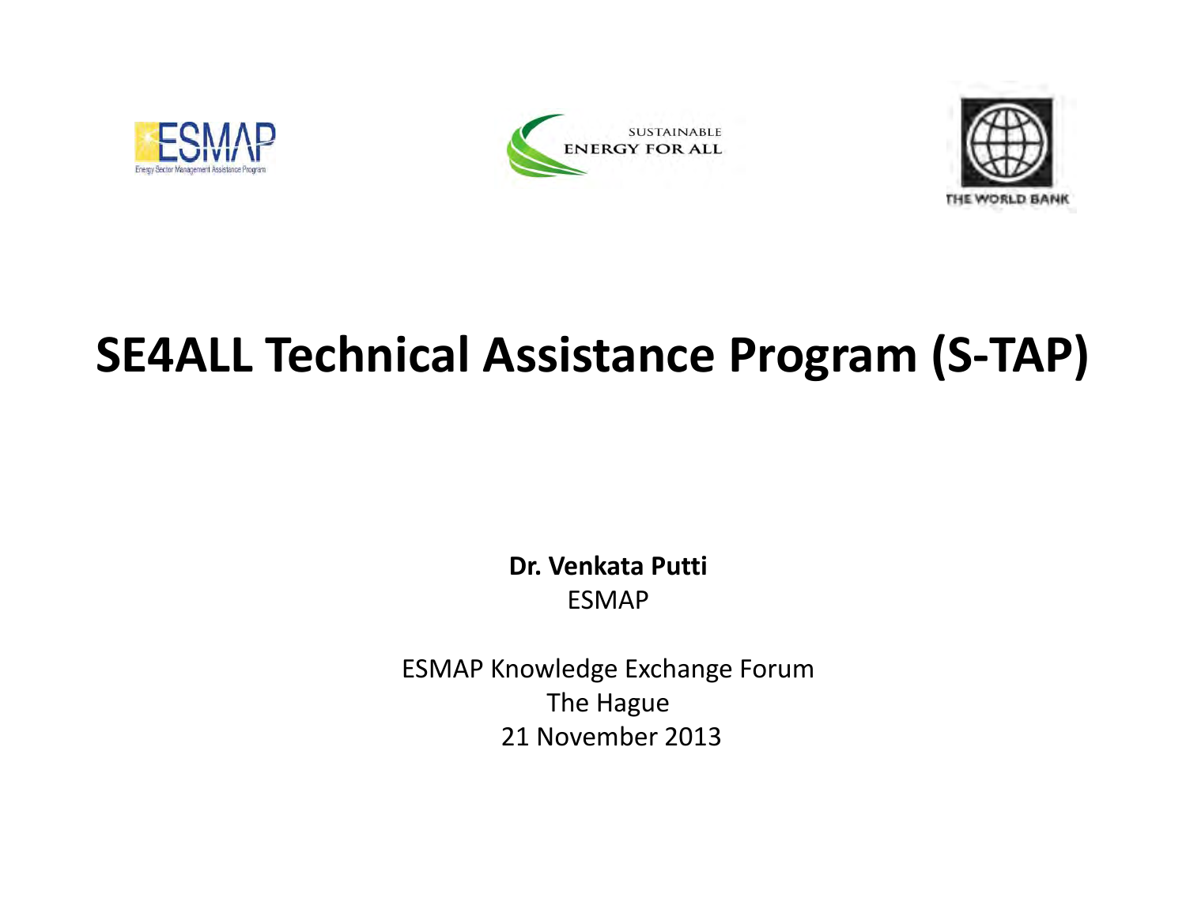# SE4ALL Technical Assistance Program (S-TAP)

**Dr. Venkata Putti**
ESMAP

ESMAP Knowledge Exchange Forum
The Hague
21 November 2013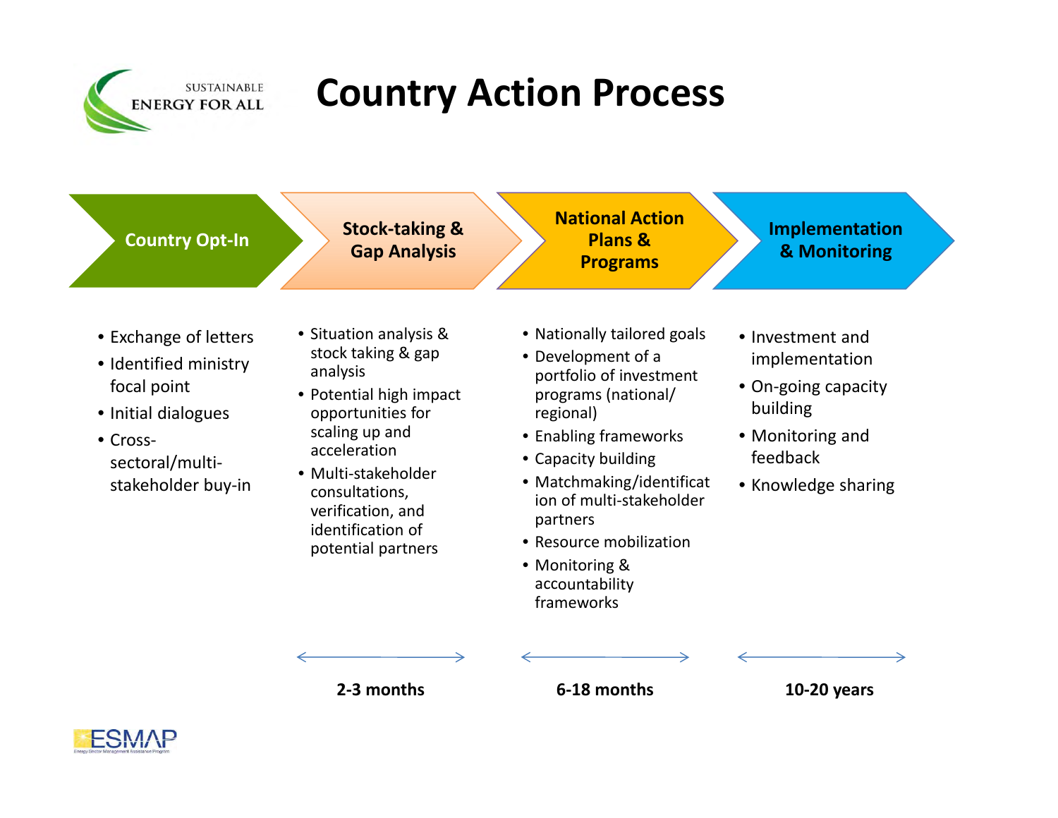SUSTAINABLE ENERGY FOR ALL

# Country Action Process

| Country Opt-In | Stock-taking & Gap Analysis | National Action Plans & Programs | Implementation & Monitoring |
|---|---|---|---|
| • Exchange of letters<br>• Identified ministry focal point<br>• Initial dialogues<br>• Cross-sectoral/multi-stakeholder buy-in | • Situation analysis & stock taking & gap analysis<br>• Potential high impact opportunities for scaling up and acceleration<br>• Multi-stakeholder consultations, verification, and identification of potential partners | • Nationally tailored goals<br>• Development of a portfolio of investment programs (national/ regional)<br>• Enabling frameworks<br>• Capacity building<br>• Matchmaking/identification of multi-stakeholder partners<br>• Resource mobilization<br>• Monitoring & accountability frameworks | • Investment and implementation<br>• On-going capacity building<br>• Monitoring and feedback<br>• Knowledge sharing |
| | **2-3 months** | **6-18 months** | **10-20 years** |

ESMAP
Energy Sector Management Assistance Program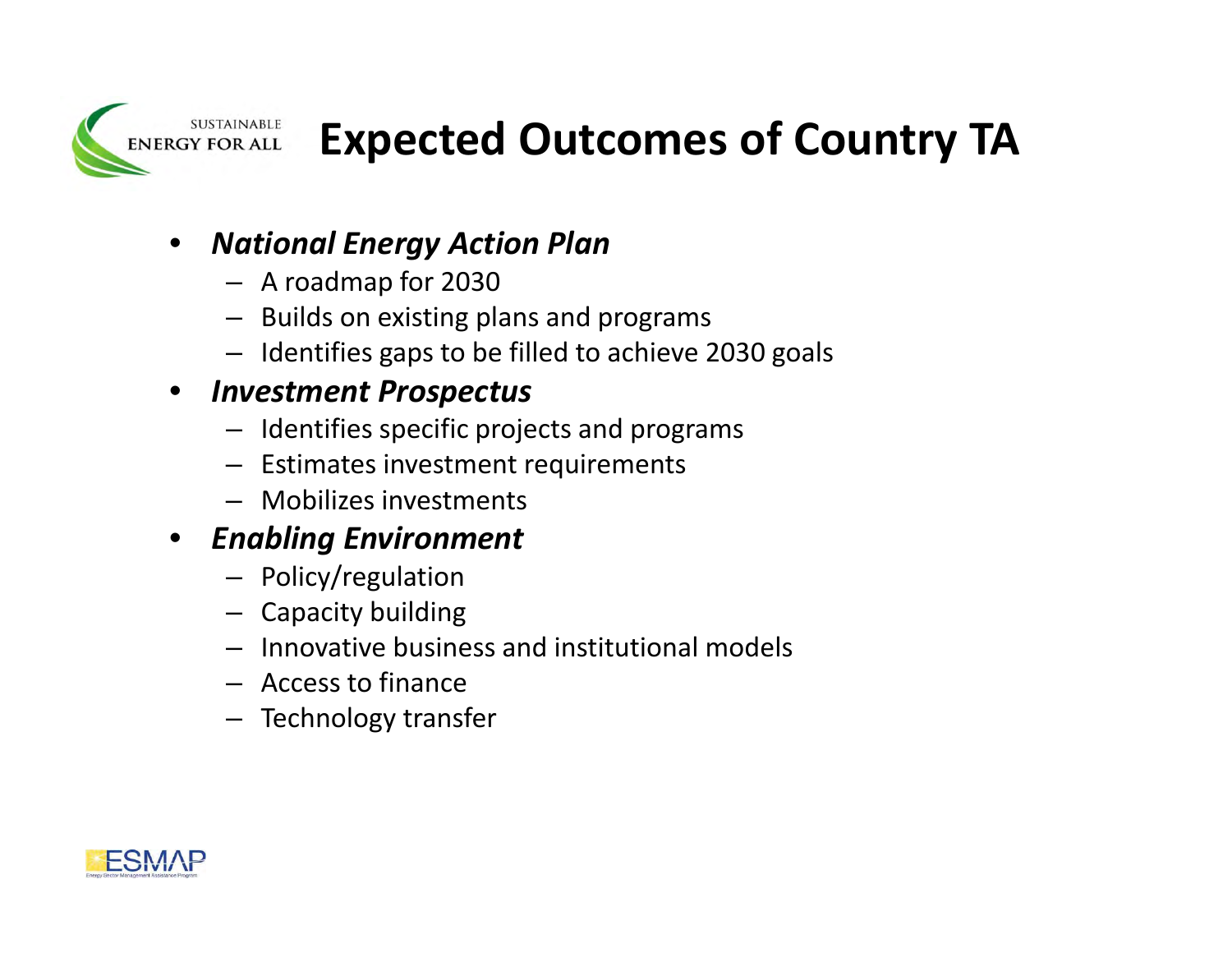# Expected Outcomes of Country TA

- ***National Energy Action Plan***
  - A roadmap for 2030
  - Builds on existing plans and programs
  - Identifies gaps to be filled to achieve 2030 goals
- ***Investment Prospectus***
  - Identifies specific projects and programs
  - Estimates investment requirements
  - Mobilizes investments
- ***Enabling Environment***
  - Policy/regulation
  - Capacity building
  - Innovative business and institutional models
  - Access to finance
  - Technology transfer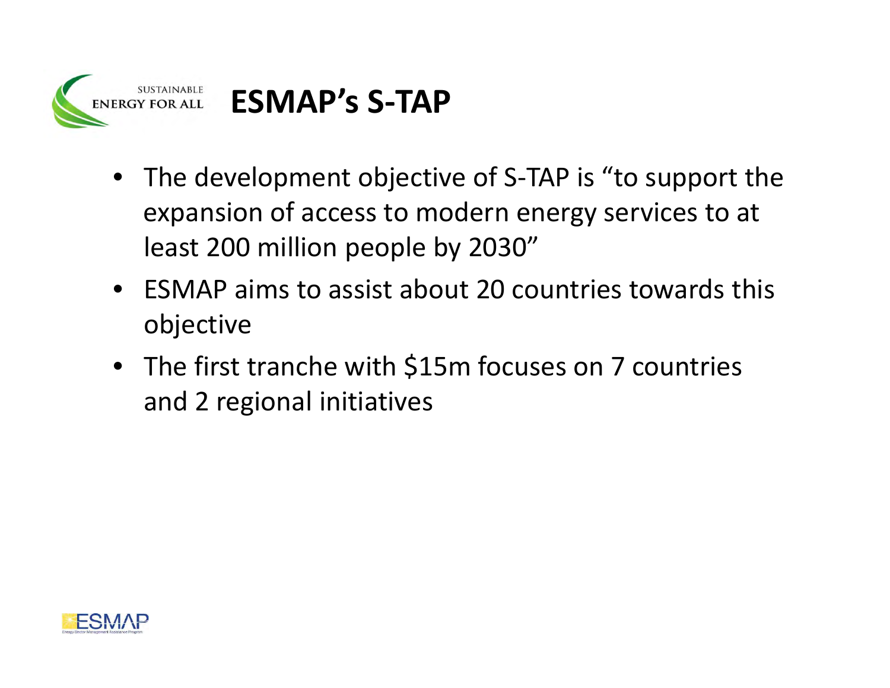# ESMAP's S-TAP

- The development objective of S-TAP is "to support the expansion of access to modern energy services to at least 200 million people by 2030"
- ESMAP aims to assist about 20 countries towards this objective
- The first tranche with $15m focuses on 7 countries and 2 regional initiatives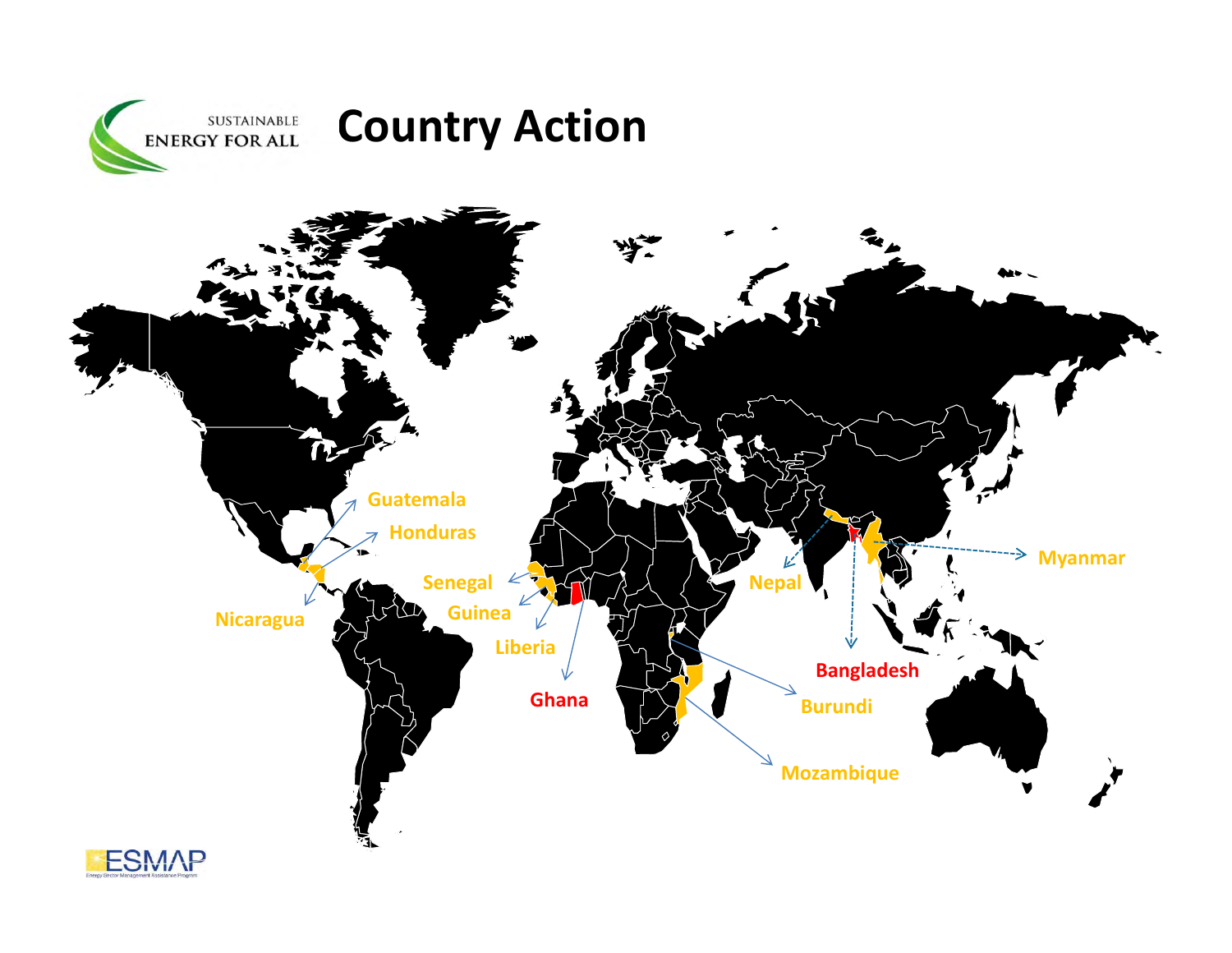# Country Action

Guatemala

Honduras

Nicaragua

Senegal

Guinea

Liberia

Ghana

Burundi

Mozambique

Nepal

Bangladesh

Myanmar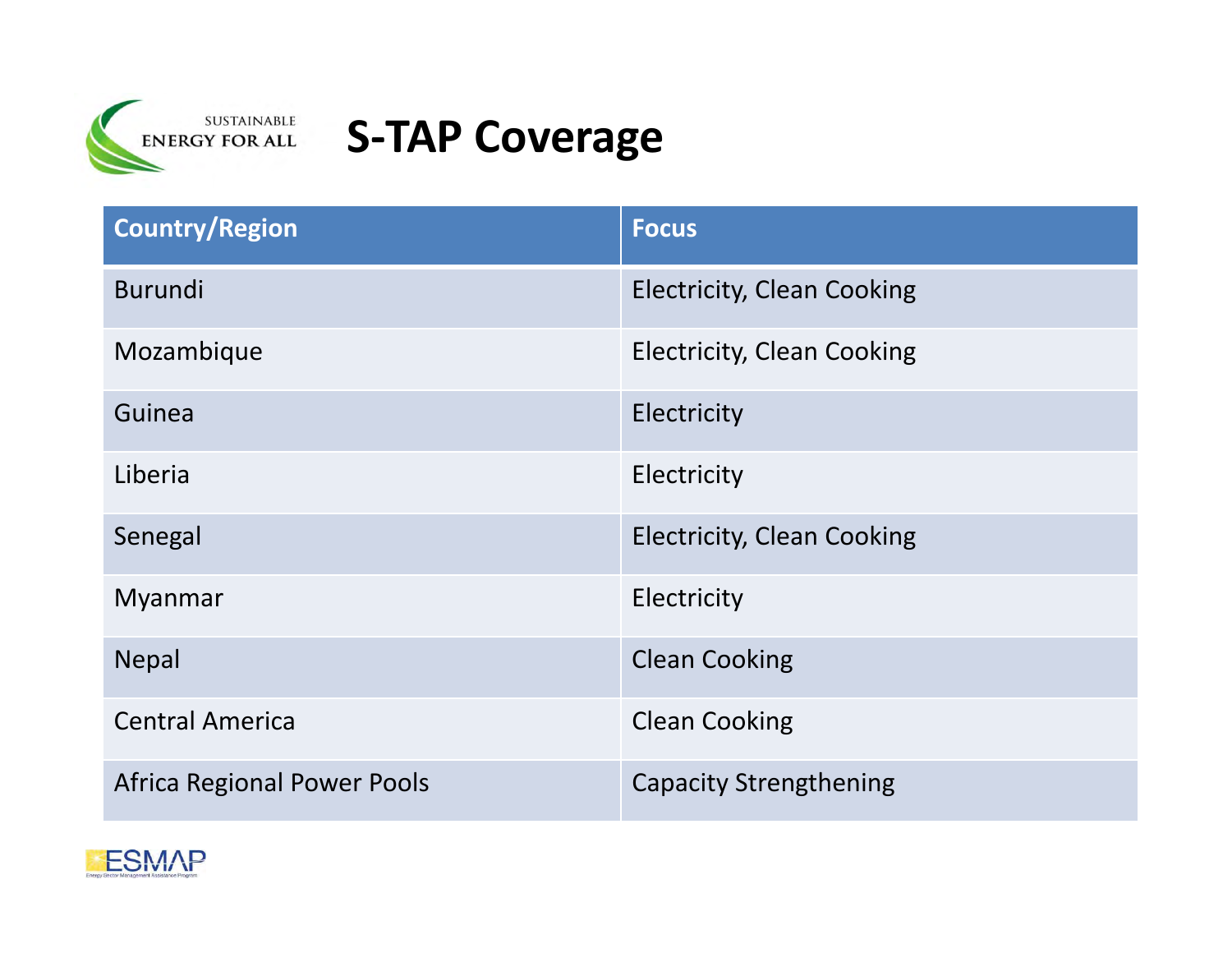# S-TAP Coverage

| Country/Region | Focus |
| --- | --- |
| Burundi | Electricity, Clean Cooking |
| Mozambique | Electricity, Clean Cooking |
| Guinea | Electricity |
| Liberia | Electricity |
| Senegal | Electricity, Clean Cooking |
| Myanmar | Electricity |
| Nepal | Clean Cooking |
| Central America | Clean Cooking |
| Africa Regional Power Pools | Capacity Strengthening |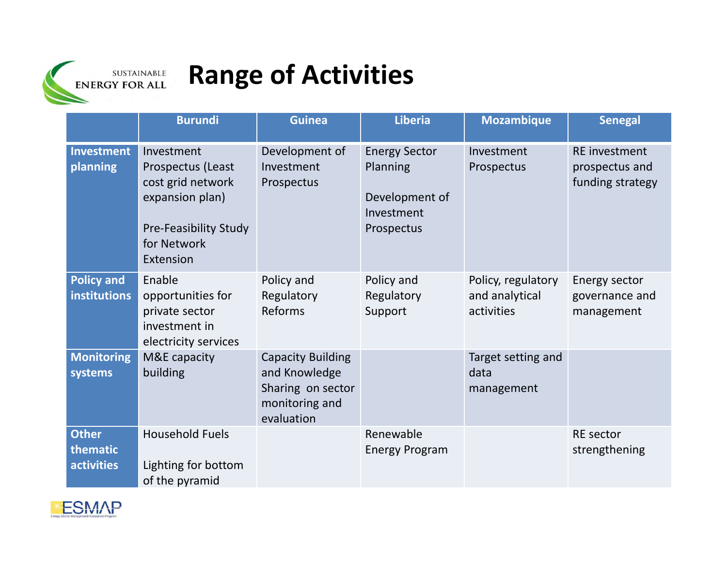# Range of Activities

| | Burundi | Guinea | Liberia | Mozambique | Senegal |
|---|---|---|---|---|---|
| **Investment planning** | Investment Prospectus (Least cost grid network expansion plan)<br><br>Pre-Feasibility Study for Network Extension | Development of Investment Prospectus | Energy Sector Planning<br><br>Development of Investment Prospectus | Investment Prospectus | RE investment prospectus and funding strategy |
| **Policy and institutions** | Enable opportunities for private sector investment in electricity services | Policy and Regulatory Reforms | Policy and Regulatory Support | Policy, regulatory and analytical activities | Energy sector governance and management |
| **Monitoring systems** | M&E capacity building | Capacity Building and Knowledge Sharing on sector monitoring and evaluation | | Target setting and data management | |
| **Other thematic activities** | Household Fuels<br><br>Lighting for bottom of the pyramid | | Renewable Energy Program | | RE sector strengthening |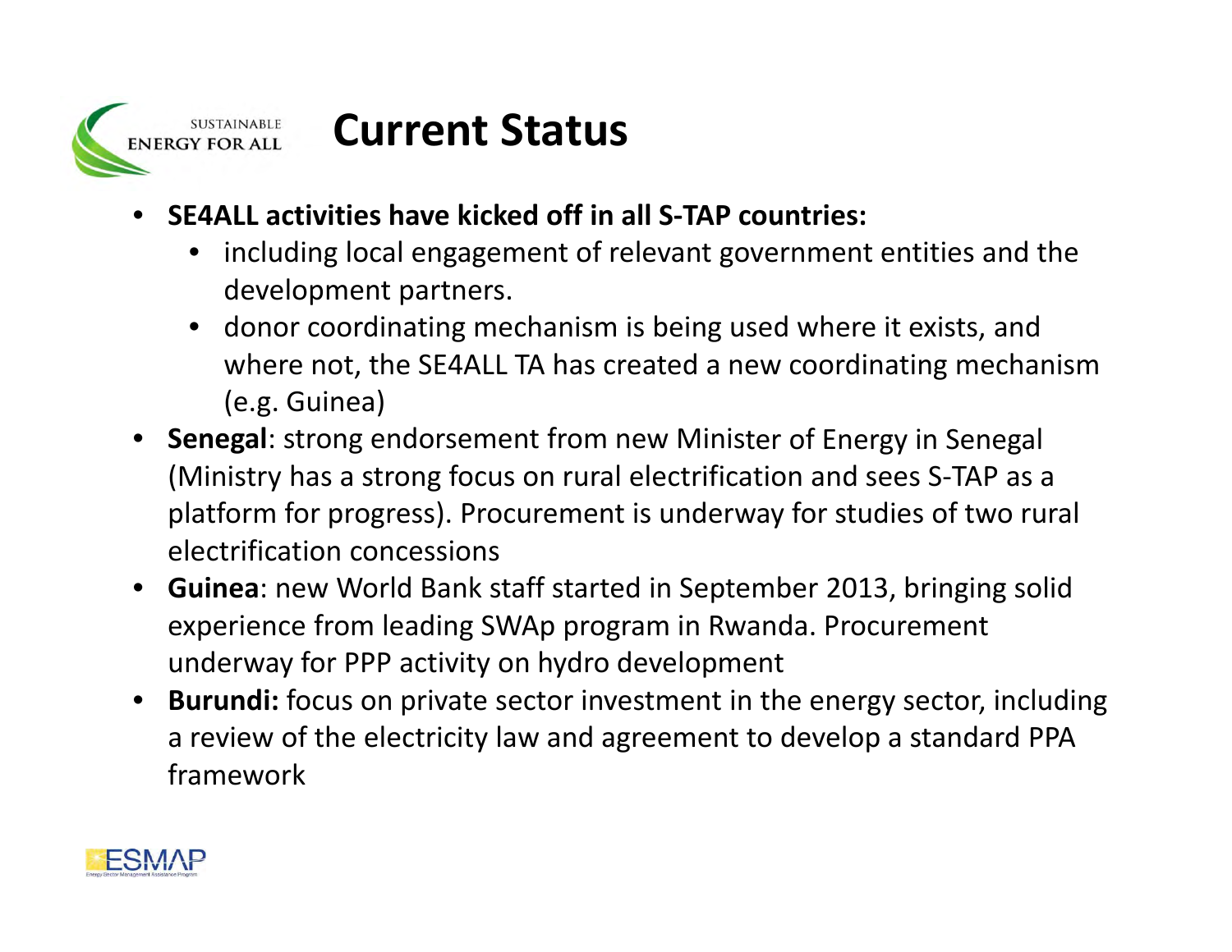# Current Status

- **SE4ALL activities have kicked off in all S-TAP countries:**
  - including local engagement of relevant government entities and the development partners.
  - donor coordinating mechanism is being used where it exists, and where not, the SE4ALL TA has created a new coordinating mechanism (e.g. Guinea)
- **Senegal**: strong endorsement from new Minister of Energy in Senegal (Ministry has a strong focus on rural electrification and sees S-TAP as a platform for progress). Procurement is underway for studies of two rural electrification concessions
- **Guinea**: new World Bank staff started in September 2013, bringing solid experience from leading SWAp program in Rwanda. Procurement underway for PPP activity on hydro development
- **Burundi:** focus on private sector investment in the energy sector, including a review of the electricity law and agreement to develop a standard PPA framework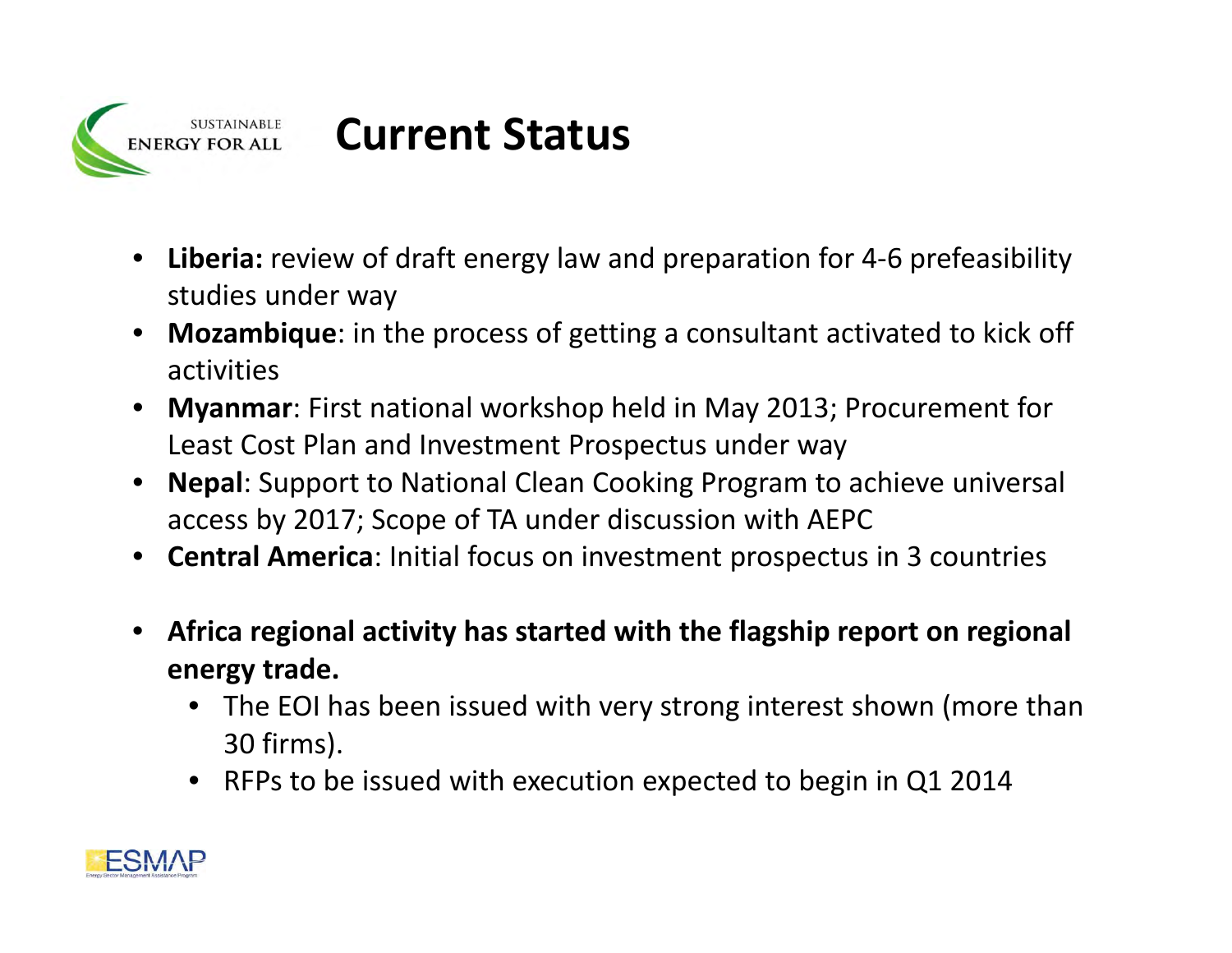# Current Status

- **Liberia:** review of draft energy law and preparation for 4-6 prefeasibility studies under way
- **Mozambique**: in the process of getting a consultant activated to kick off activities
- **Myanmar**: First national workshop held in May 2013; Procurement for Least Cost Plan and Investment Prospectus under way
- **Nepal**: Support to National Clean Cooking Program to achieve universal access by 2017; Scope of TA under discussion with AEPC
- **Central America**: Initial focus on investment prospectus in 3 countries

- **Africa regional activity has started with the flagship report on regional energy trade.**
  - The EOI has been issued with very strong interest shown (more than 30 firms).
  - RFPs to be issued with execution expected to begin in Q1 2014